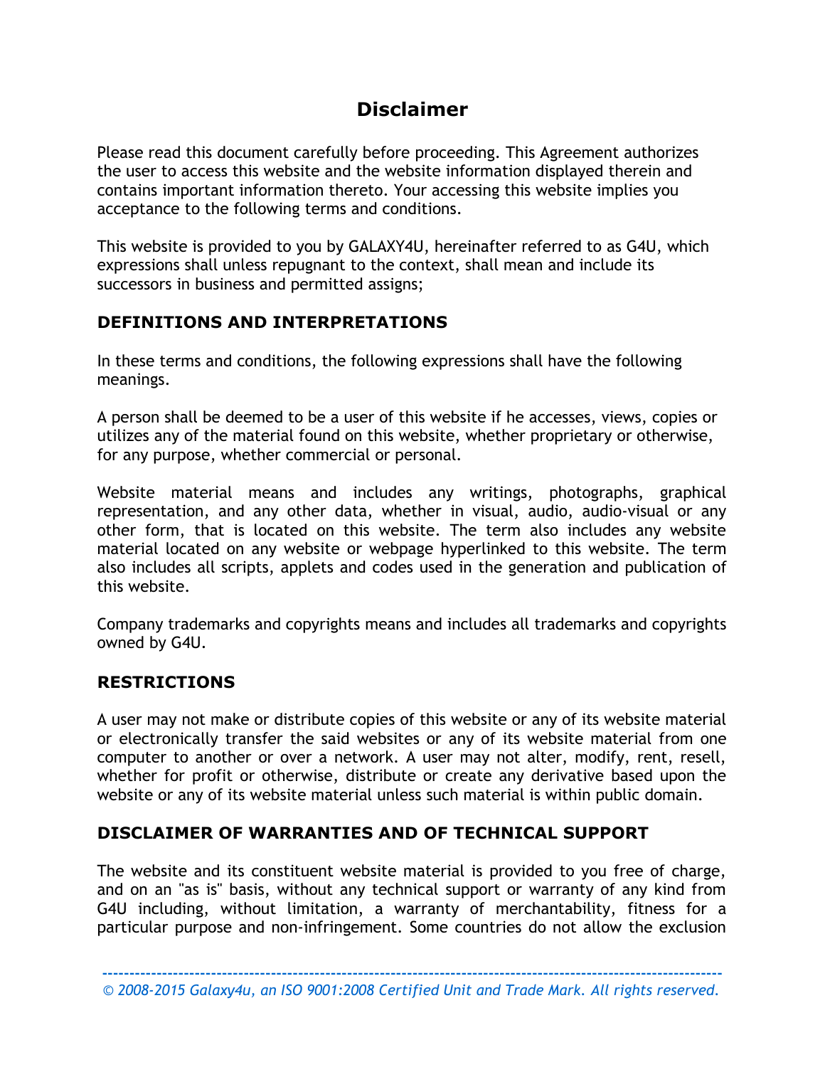# Disclaimer

Please read this document carefully before proceeding. This Agreement authorizes the user to access this website and the website information displayed therein and contains important information thereto. Your accessing this website implies you acceptance to the following terms and conditions.

This website is provided to you by GALAXY4U, hereinafter referred to as G4U, which expressions shall unless repugnant to the context, shall mean and include its successors in business and permitted assigns;

## DEFINITIONS AND INTERPRETATIONS

In these terms and conditions, the following expressions shall have the following meanings.

A person shall be deemed to be a user of this website if he accesses, views, copies or utilizes any of the material found on this website, whether proprietary or otherwise, for any purpose, whether commercial or personal.

Website material means and includes any writings, photographs, graphical representation, and any other data, whether in visual, audio, audio-visual or any other form, that is located on this website. The term also includes any website material located on any website or webpage hyperlinked to this website. The term also includes all scripts, applets and codes used in the generation and publication of this website.

Company trademarks and copyrights means and includes all trademarks and copyrights owned by G4U.

## RESTRICTIONS

A user may not make or distribute copies of this website or any of its website material or electronically transfer the said websites or any of its website material from one computer to another or over a network. A user may not alter, modify, rent, resell, whether for profit or otherwise, distribute or create any derivative based upon the website or any of its website material unless such material is within public domain.

## DISCLAIMER OF WARRANTIES AND OF TECHNICAL SUPPORT

The website and its constituent website material is provided to you free of charge, and on an "as is" basis, without any technical support or warranty of any kind from G4U including, without limitation, a warranty of merchantability, fitness for a particular purpose and non-infringement. Some countries do not allow the exclusion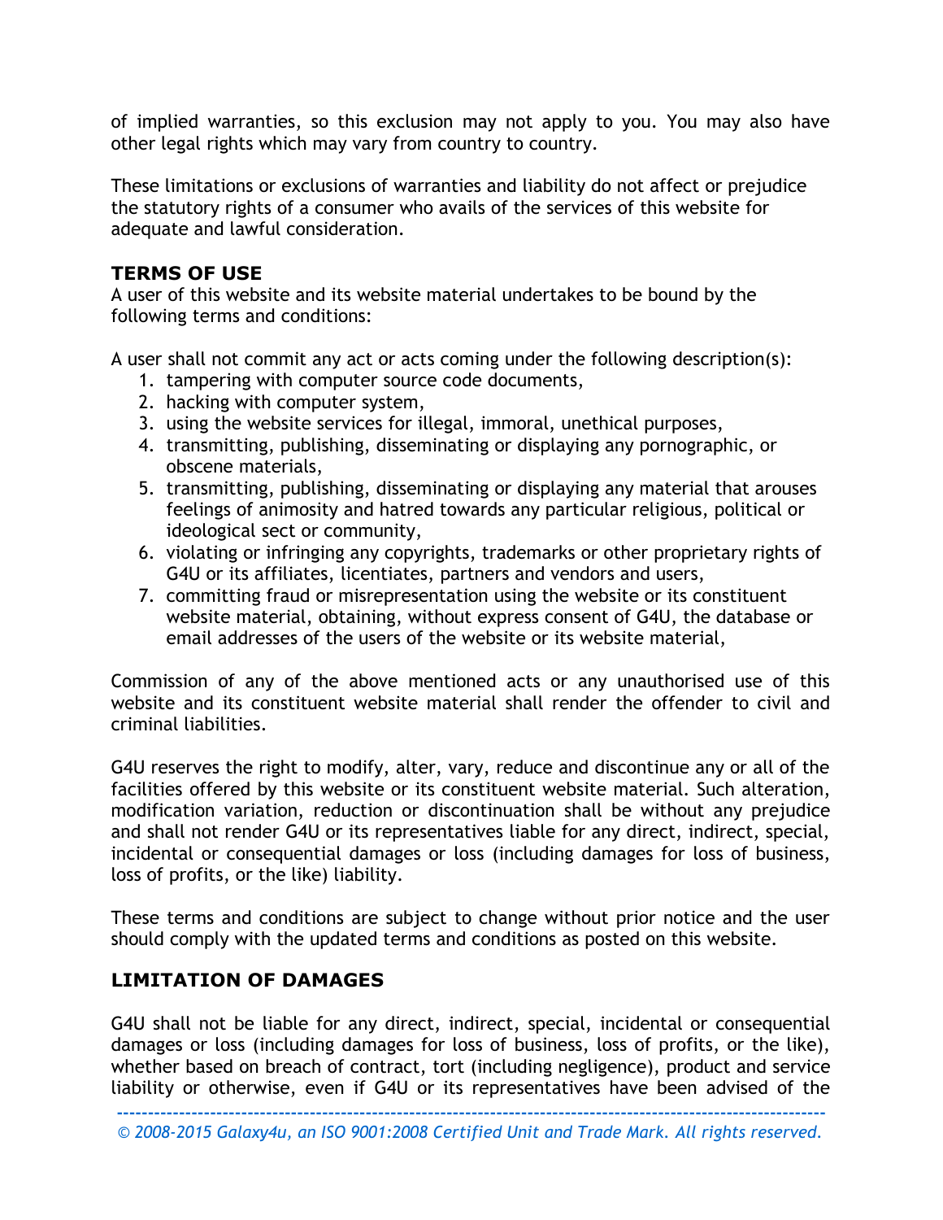of implied warranties, so this exclusion may not apply to you. You may also have other legal rights which may vary from country to country.

These limitations or exclusions of warranties and liability do not affect or prejudice the statutory rights of a consumer who avails of the services of this website for adequate and lawful consideration.

## TERMS OF USE

A user of this website and its website material undertakes to be bound by the following terms and conditions:

A user shall not commit any act or acts coming under the following description(s):

1. tampering with computer source code documents,
2. hacking with computer system,
3. using the website services for illegal, immoral, unethical purposes,
4. transmitting, publishing, disseminating or displaying any pornographic, or obscene materials,
5. transmitting, publishing, disseminating or displaying any material that arouses feelings of animosity and hatred towards any particular religious, political or ideological sect or community,
6. violating or infringing any copyrights, trademarks or other proprietary rights of G4U or its affiliates, licentiates, partners and vendors and users,
7. committing fraud or misrepresentation using the website or its constituent website material, obtaining, without express consent of G4U, the database or email addresses of the users of the website or its website material,

Commission of any of the above mentioned acts or any unauthorised use of this website and its constituent website material shall render the offender to civil and criminal liabilities.

G4U reserves the right to modify, alter, vary, reduce and discontinue any or all of the facilities offered by this website or its constituent website material. Such alteration, modification variation, reduction or discontinuation shall be without any prejudice and shall not render G4U or its representatives liable for any direct, indirect, special, incidental or consequential damages or loss (including damages for loss of business, loss of profits, or the like) liability.

These terms and conditions are subject to change without prior notice and the user should comply with the updated terms and conditions as posted on this website.

## LIMITATION OF DAMAGES

G4U shall not be liable for any direct, indirect, special, incidental or consequential damages or loss (including damages for loss of business, loss of profits, or the like), whether based on breach of contract, tort (including negligence), product and service liability or otherwise, even if G4U or its representatives have been advised of the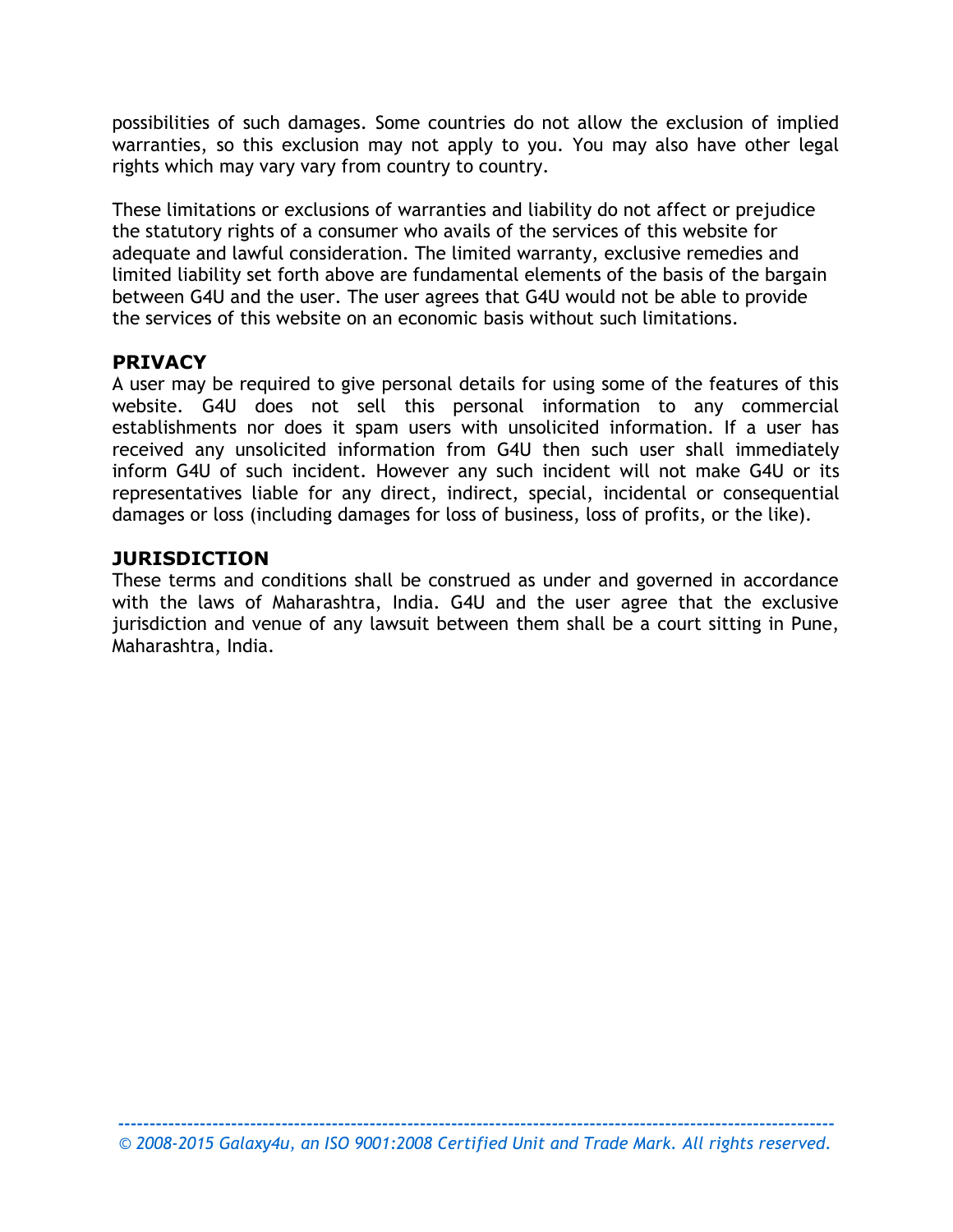possibilities of such damages. Some countries do not allow the exclusion of implied warranties, so this exclusion may not apply to you. You may also have other legal rights which may vary vary from country to country.

These limitations or exclusions of warranties and liability do not affect or prejudice the statutory rights of a consumer who avails of the services of this website for adequate and lawful consideration. The limited warranty, exclusive remedies and limited liability set forth above are fundamental elements of the basis of the bargain between G4U and the user. The user agrees that G4U would not be able to provide the services of this website on an economic basis without such limitations.

**PRIVACY**

A user may be required to give personal details for using some of the features of this website. G4U does not sell this personal information to any commercial establishments nor does it spam users with unsolicited information. If a user has received any unsolicited information from G4U then such user shall immediately inform G4U of such incident. However any such incident will not make G4U or its representatives liable for any direct, indirect, special, incidental or consequential damages or loss (including damages for loss of business, loss of profits, or the like).

**JURISDICTION**

These terms and conditions shall be construed as under and governed in accordance with the laws of Maharashtra, India. G4U and the user agree that the exclusive jurisdiction and venue of any lawsuit between them shall be a court sitting in Pune, Maharashtra, India.